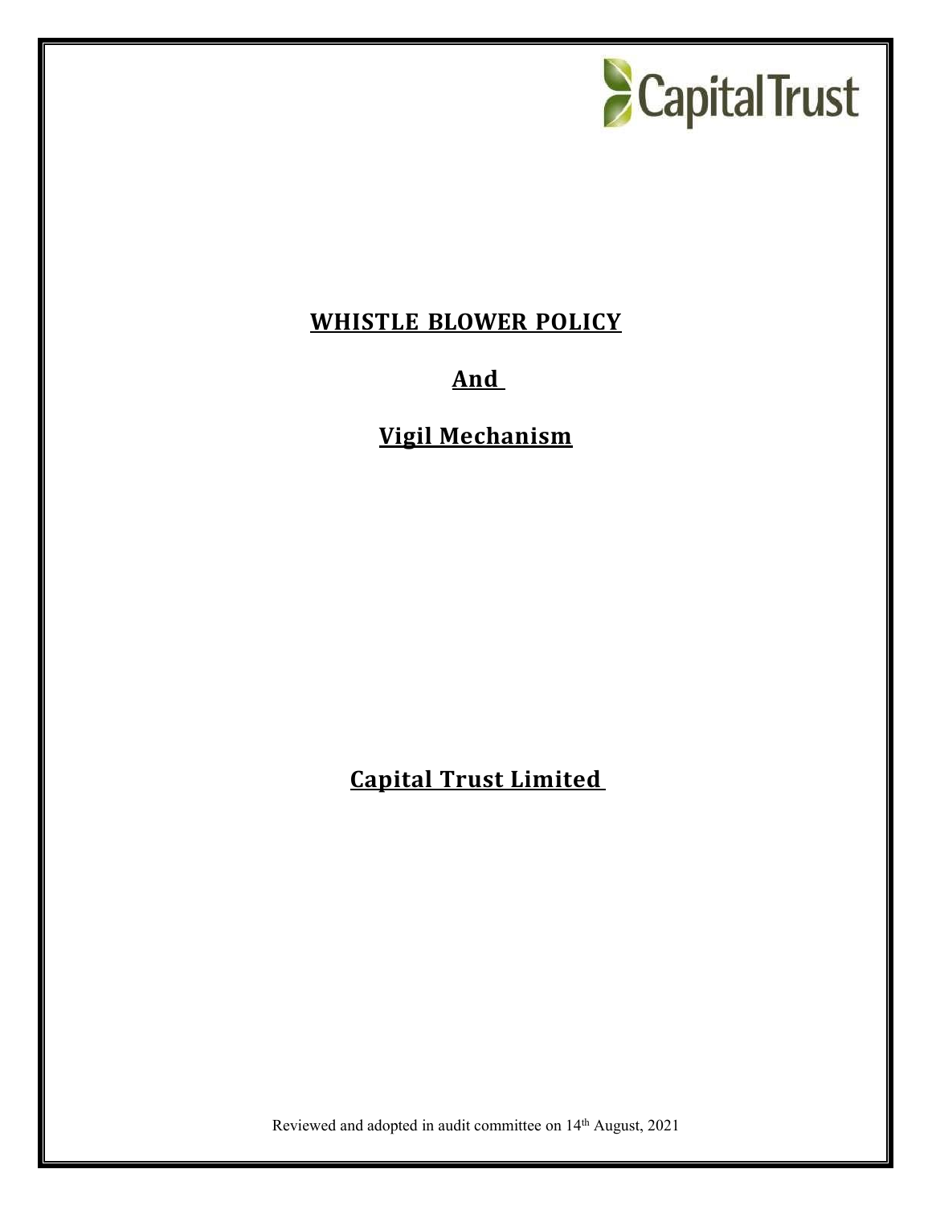Capital Trust

# WHISTLE BLOWER POLICY

# And

# Vigil Mechanism

# Capital Trust Limited

Reviewed and adopted in audit committee on 14th August, 2021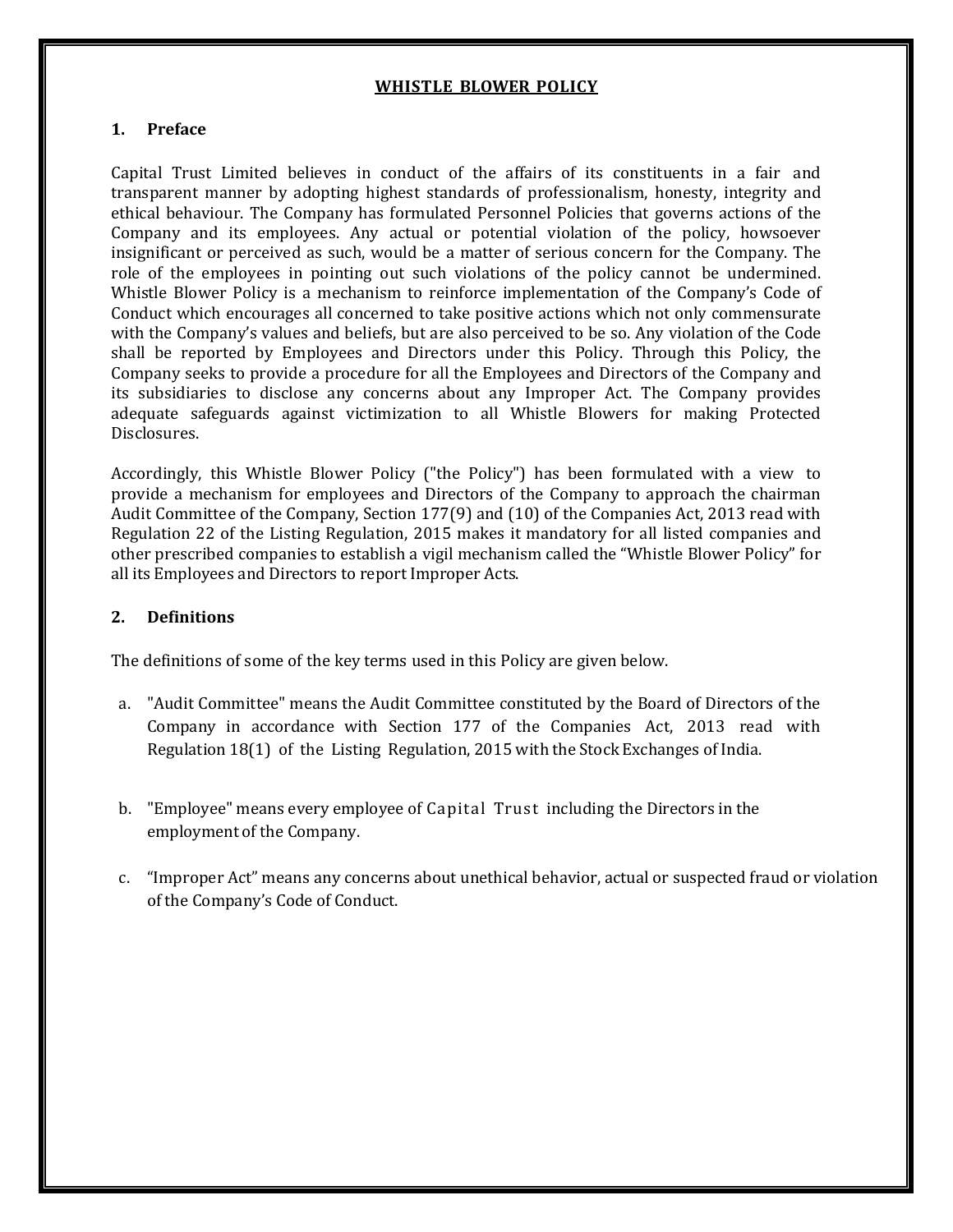# WHISTLE BLOWER POLICY

## 1. Preface

Capital Trust Limited believes in conduct of the affairs of its constituents in a fair and transparent manner by adopting highest standards of professionalism, honesty, integrity and ethical behaviour. The Company has formulated Personnel Policies that governs actions of the Company and its employees. Any actual or potential violation of the policy, howsoever insignificant or perceived as such, would be a matter of serious concern for the Company. The role of the employees in pointing out such violations of the policy cannot be undermined. Whistle Blower Policy is a mechanism to reinforce implementation of the Company's Code of Conduct which encourages all concerned to take positive actions which not only commensurate with the Company's values and beliefs, but are also perceived to be so. Any violation of the Code shall be reported by Employees and Directors under this Policy. Through this Policy, the Company seeks to provide a procedure for all the Employees and Directors of the Company and its subsidiaries to disclose any concerns about any Improper Act. The Company provides adequate safeguards against victimization to all Whistle Blowers for making Protected Disclosures.

Accordingly, this Whistle Blower Policy ("the Policy") has been formulated with a view to provide a mechanism for employees and Directors of the Company to approach the chairman Audit Committee of the Company, Section 177(9) and (10) of the Companies Act, 2013 read with Regulation 22 of the Listing Regulation, 2015 makes it mandatory for all listed companies and other prescribed companies to establish a vigil mechanism called the "Whistle Blower Policy" for all its Employees and Directors to report Improper Acts.

## 2. Definitions

The definitions of some of the key terms used in this Policy are given below.

a. "Audit Committee" means the Audit Committee constituted by the Board of Directors of the Company in accordance with Section 177 of the Companies Act, 2013 read with Regulation 18(1) of the Listing Regulation, 2015 with the Stock Exchanges of India.

b. "Employee" means every employee of Capital Trust including the Directors in the employment of the Company.

c. "Improper Act" means any concerns about unethical behavior, actual or suspected fraud or violation of the Company's Code of Conduct.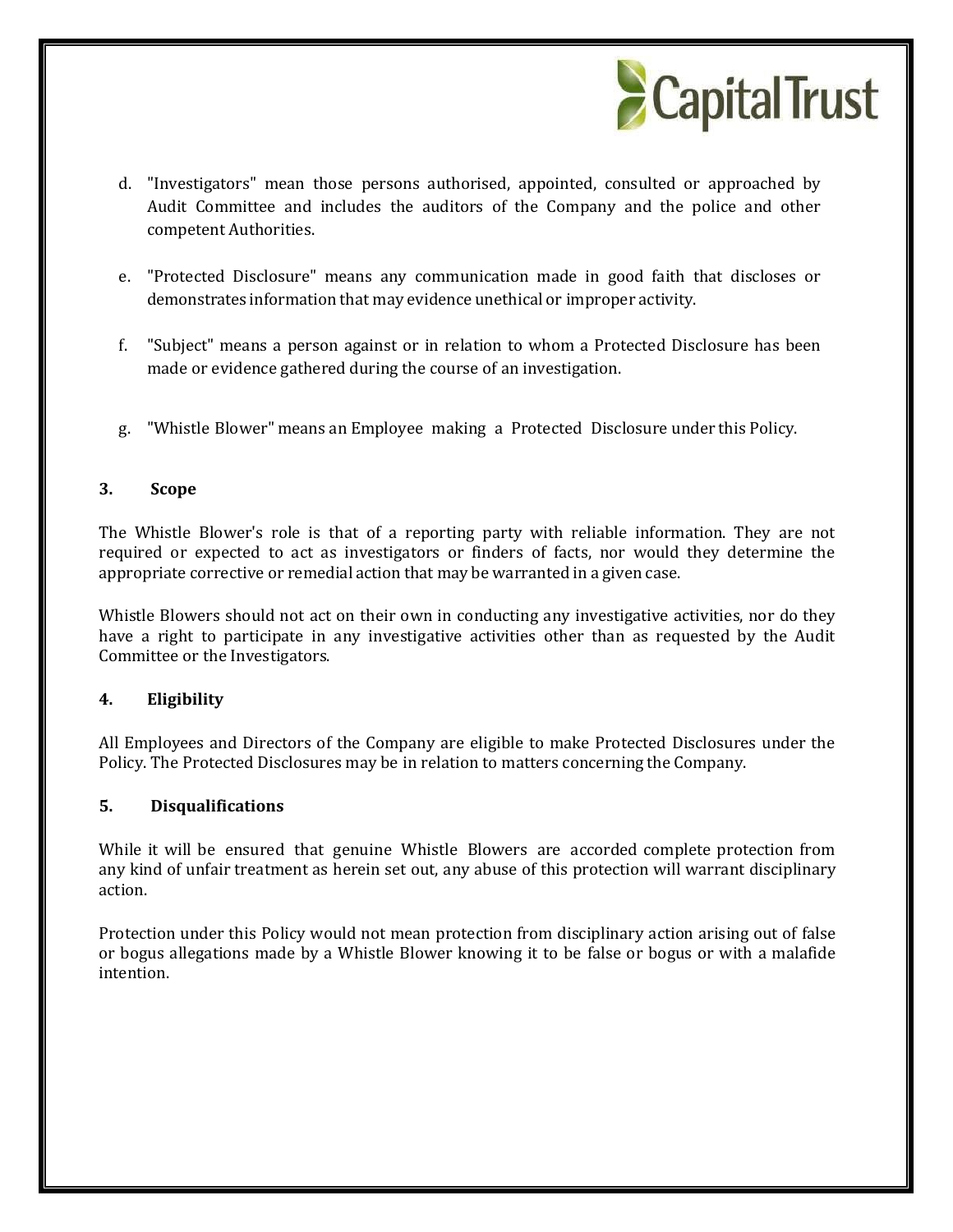d. "Investigators" mean those persons authorised, appointed, consulted or approached by Audit Committee and includes the auditors of the Company and the police and other competent Authorities.

e. "Protected Disclosure" means any communication made in good faith that discloses or demonstrates information that may evidence unethical or improper activity.

f. "Subject" means a person against or in relation to whom a Protected Disclosure has been made or evidence gathered during the course of an investigation.

g. "Whistle Blower" means an Employee making a Protected Disclosure under this Policy.

## 3. Scope

The Whistle Blower's role is that of a reporting party with reliable information. They are not required or expected to act as investigators or finders of facts, nor would they determine the appropriate corrective or remedial action that may be warranted in a given case.

Whistle Blowers should not act on their own in conducting any investigative activities, nor do they have a right to participate in any investigative activities other than as requested by the Audit Committee or the Investigators.

## 4. Eligibility

All Employees and Directors of the Company are eligible to make Protected Disclosures under the Policy. The Protected Disclosures may be in relation to matters concerning the Company.

## 5. Disqualifications

While it will be ensured that genuine Whistle Blowers are accorded complete protection from any kind of unfair treatment as herein set out, any abuse of this protection will warrant disciplinary action.

Protection under this Policy would not mean protection from disciplinary action arising out of false or bogus allegations made by a Whistle Blower knowing it to be false or bogus or with a malafide intention.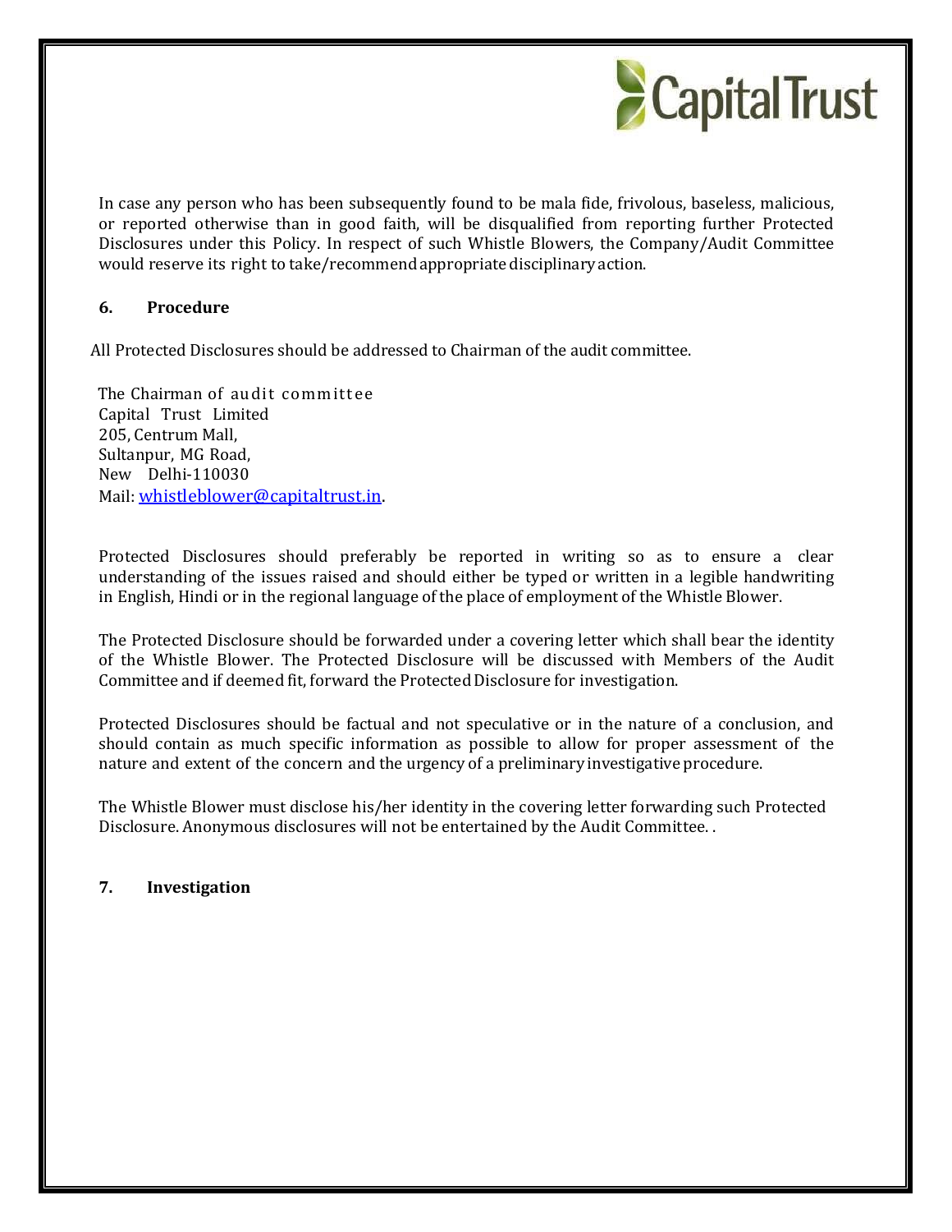In case any person who has been subsequently found to be mala fide, frivolous, baseless, malicious, or reported otherwise than in good faith, will be disqualified from reporting further Protected Disclosures under this Policy. In respect of such Whistle Blowers, the Company/Audit Committee would reserve its right to take/recommend appropriate disciplinary action.

## 6. Procedure

All Protected Disclosures should be addressed to Chairman of the audit committee.

The Chairman of audit committee
Capital Trust Limited
205, Centrum Mall,
Sultanpur, MG Road,
New Delhi-110030
Mail: whistleblower@capitaltrust.in.

Protected Disclosures should preferably be reported in writing so as to ensure a clear understanding of the issues raised and should either be typed or written in a legible handwriting in English, Hindi or in the regional language of the place of employment of the Whistle Blower.

The Protected Disclosure should be forwarded under a covering letter which shall bear the identity of the Whistle Blower. The Protected Disclosure will be discussed with Members of the Audit Committee and if deemed fit, forward the Protected Disclosure for investigation.

Protected Disclosures should be factual and not speculative or in the nature of a conclusion, and should contain as much specific information as possible to allow for proper assessment of the nature and extent of the concern and the urgency of a preliminary investigative procedure.

The Whistle Blower must disclose his/her identity in the covering letter forwarding such Protected Disclosure. Anonymous disclosures will not be entertained by the Audit Committee. .

## 7. Investigation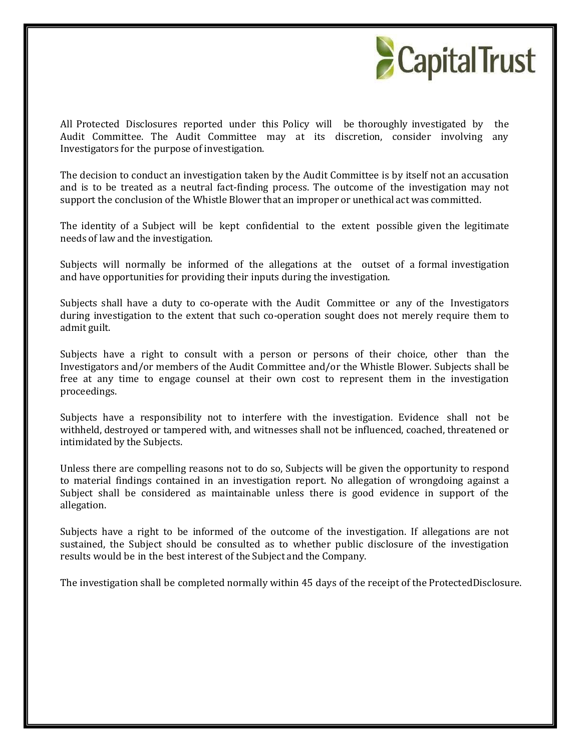All Protected Disclosures reported under this Policy will be thoroughly investigated by the Audit Committee. The Audit Committee may at its discretion, consider involving any Investigators for the purpose of investigation.

The decision to conduct an investigation taken by the Audit Committee is by itself not an accusation and is to be treated as a neutral fact-finding process. The outcome of the investigation may not support the conclusion of the Whistle Blower that an improper or unethical act was committed.

The identity of a Subject will be kept confidential to the extent possible given the legitimate needs of law and the investigation.

Subjects will normally be informed of the allegations at the outset of a formal investigation and have opportunities for providing their inputs during the investigation.

Subjects shall have a duty to co-operate with the Audit Committee or any of the Investigators during investigation to the extent that such co-operation sought does not merely require them to admit guilt.

Subjects have a right to consult with a person or persons of their choice, other than the Investigators and/or members of the Audit Committee and/or the Whistle Blower. Subjects shall be free at any time to engage counsel at their own cost to represent them in the investigation proceedings.

Subjects have a responsibility not to interfere with the investigation. Evidence shall not be withheld, destroyed or tampered with, and witnesses shall not be influenced, coached, threatened or intimidated by the Subjects.

Unless there are compelling reasons not to do so, Subjects will be given the opportunity to respond to material findings contained in an investigation report. No allegation of wrongdoing against a Subject shall be considered as maintainable unless there is good evidence in support of the allegation.

Subjects have a right to be informed of the outcome of the investigation. If allegations are not sustained, the Subject should be consulted as to whether public disclosure of the investigation results would be in the best interest of the Subject and the Company.

The investigation shall be completed normally within 45 days of the receipt of the ProtectedDisclosure.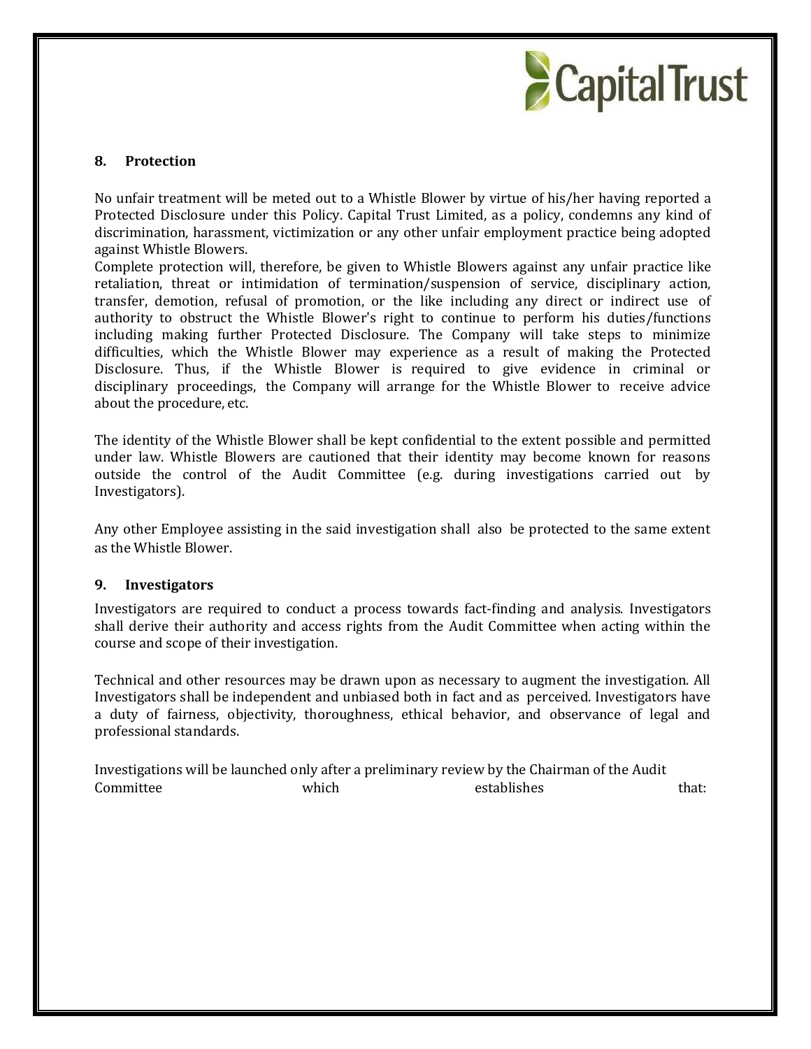## 8. Protection

No unfair treatment will be meted out to a Whistle Blower by virtue of his/her having reported a Protected Disclosure under this Policy. Capital Trust Limited, as a policy, condemns any kind of discrimination, harassment, victimization or any other unfair employment practice being adopted against Whistle Blowers.

Complete protection will, therefore, be given to Whistle Blowers against any unfair practice like retaliation, threat or intimidation of termination/suspension of service, disciplinary action, transfer, demotion, refusal of promotion, or the like including any direct or indirect use of authority to obstruct the Whistle Blower's right to continue to perform his duties/functions including making further Protected Disclosure. The Company will take steps to minimize difficulties, which the Whistle Blower may experience as a result of making the Protected Disclosure. Thus, if the Whistle Blower is required to give evidence in criminal or disciplinary proceedings, the Company will arrange for the Whistle Blower to receive advice about the procedure, etc.

The identity of the Whistle Blower shall be kept confidential to the extent possible and permitted under law. Whistle Blowers are cautioned that their identity may become known for reasons outside the control of the Audit Committee (e.g. during investigations carried out by Investigators).

Any other Employee assisting in the said investigation shall also be protected to the same extent as the Whistle Blower.

## 9. Investigators

Investigators are required to conduct a process towards fact-finding and analysis. Investigators shall derive their authority and access rights from the Audit Committee when acting within the course and scope of their investigation.

Technical and other resources may be drawn upon as necessary to augment the investigation. All Investigators shall be independent and unbiased both in fact and as perceived. Investigators have a duty of fairness, objectivity, thoroughness, ethical behavior, and observance of legal and professional standards.

Investigations will be launched only after a preliminary review by the Chairman of the Audit Committee which establishes that: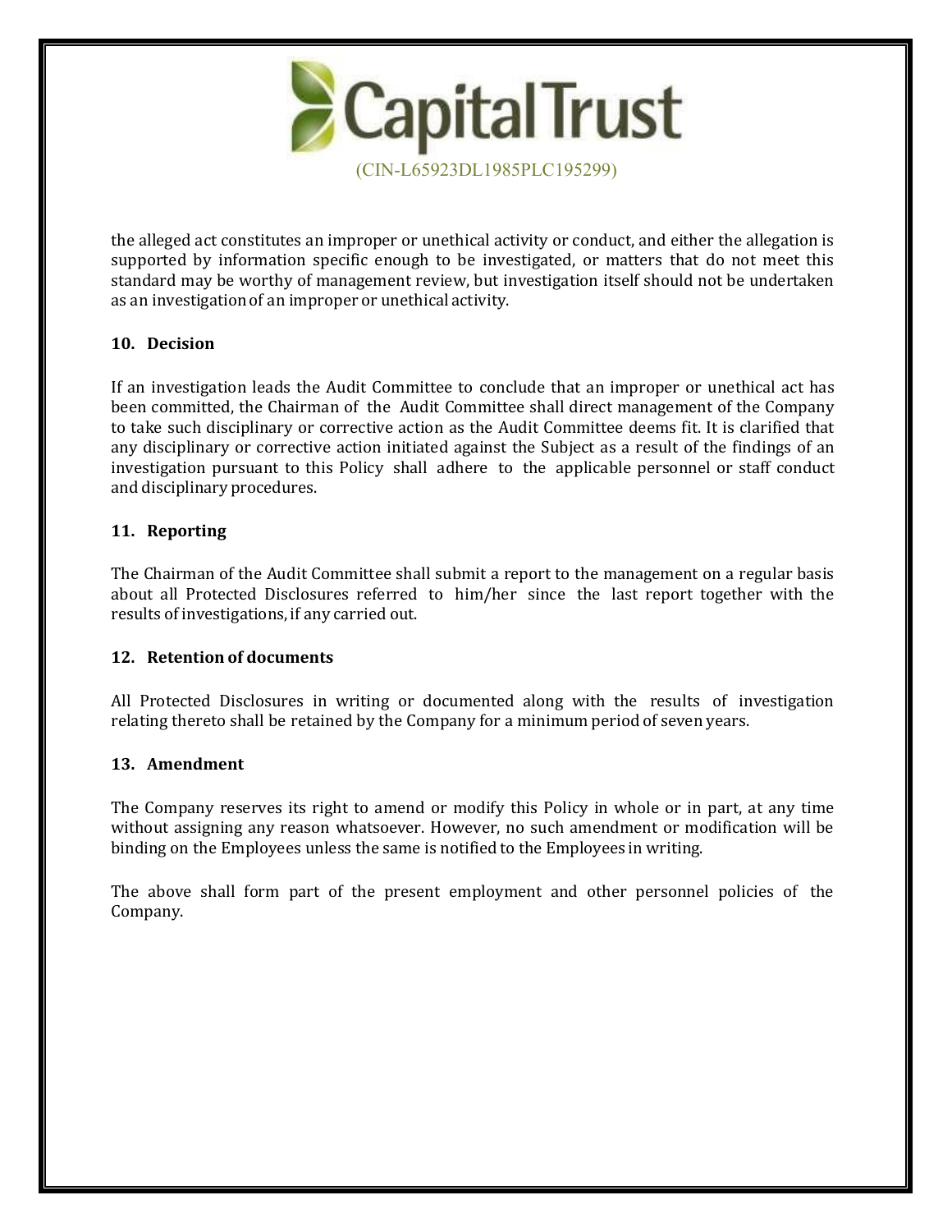the alleged act constitutes an improper or unethical activity or conduct, and either the allegation is supported by information specific enough to be investigated, or matters that do not meet this standard may be worthy of management review, but investigation itself should not be undertaken as an investigation of an improper or unethical activity.

## 10. Decision

If an investigation leads the Audit Committee to conclude that an improper or unethical act has been committed, the Chairman of the Audit Committee shall direct management of the Company to take such disciplinary or corrective action as the Audit Committee deems fit. It is clarified that any disciplinary or corrective action initiated against the Subject as a result of the findings of an investigation pursuant to this Policy shall adhere to the applicable personnel or staff conduct and disciplinary procedures.

## 11. Reporting

The Chairman of the Audit Committee shall submit a report to the management on a regular basis about all Protected Disclosures referred to him/her since the last report together with the results of investigations, if any carried out.

## 12. Retention of documents

All Protected Disclosures in writing or documented along with the results of investigation relating thereto shall be retained by the Company for a minimum period of seven years.

## 13. Amendment

The Company reserves its right to amend or modify this Policy in whole or in part, at any time without assigning any reason whatsoever. However, no such amendment or modification will be binding on the Employees unless the same is notified to the Employees in writing.

The above shall form part of the present employment and other personnel policies of the Company.